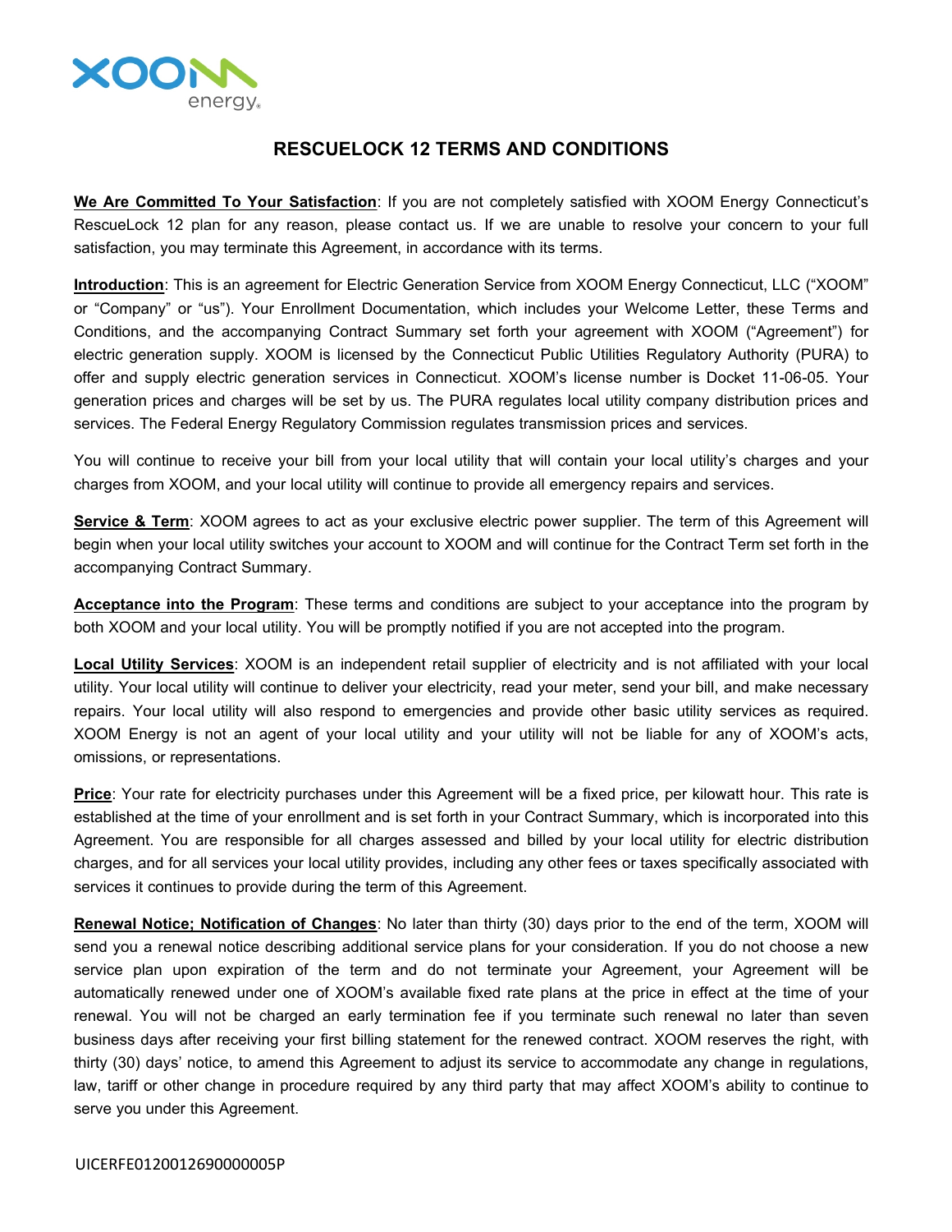# RESCUELOCK 12 TERMS AND CONDITIONS

**We Are Committed To Your Satisfaction**: If you are not completely satisfied with XOOM Energy Connecticut's RescueLock 12 plan for any reason, please contact us. If we are unable to resolve your concern to your full satisfaction, you may terminate this Agreement, in accordance with its terms.

**Introduction**: This is an agreement for Electric Generation Service from XOOM Energy Connecticut, LLC ("XOOM" or "Company" or "us"). Your Enrollment Documentation, which includes your Welcome Letter, these Terms and Conditions, and the accompanying Contract Summary set forth your agreement with XOOM ("Agreement") for electric generation supply. XOOM is licensed by the Connecticut Public Utilities Regulatory Authority (PURA) to offer and supply electric generation services in Connecticut. XOOM's license number is Docket 11-06-05. Your generation prices and charges will be set by us. The PURA regulates local utility company distribution prices and services. The Federal Energy Regulatory Commission regulates transmission prices and services.

You will continue to receive your bill from your local utility that will contain your local utility's charges and your charges from XOOM, and your local utility will continue to provide all emergency repairs and services.

**Service & Term**: XOOM agrees to act as your exclusive electric power supplier. The term of this Agreement will begin when your local utility switches your account to XOOM and will continue for the Contract Term set forth in the accompanying Contract Summary.

**Acceptance into the Program**: These terms and conditions are subject to your acceptance into the program by both XOOM and your local utility. You will be promptly notified if you are not accepted into the program.

**Local Utility Services**: XOOM is an independent retail supplier of electricity and is not affiliated with your local utility. Your local utility will continue to deliver your electricity, read your meter, send your bill, and make necessary repairs. Your local utility will also respond to emergencies and provide other basic utility services as required. XOOM Energy is not an agent of your local utility and your utility will not be liable for any of XOOM's acts, omissions, or representations.

**Price**: Your rate for electricity purchases under this Agreement will be a fixed price, per kilowatt hour. This rate is established at the time of your enrollment and is set forth in your Contract Summary, which is incorporated into this Agreement. You are responsible for all charges assessed and billed by your local utility for electric distribution charges, and for all services your local utility provides, including any other fees or taxes specifically associated with services it continues to provide during the term of this Agreement.

**Renewal Notice; Notification of Changes**: No later than thirty (30) days prior to the end of the term, XOOM will send you a renewal notice describing additional service plans for your consideration. If you do not choose a new service plan upon expiration of the term and do not terminate your Agreement, your Agreement will be automatically renewed under one of XOOM's available fixed rate plans at the price in effect at the time of your renewal. You will not be charged an early termination fee if you terminate such renewal no later than seven business days after receiving your first billing statement for the renewed contract. XOOM reserves the right, with thirty (30) days' notice, to amend this Agreement to adjust its service to accommodate any change in regulations, law, tariff or other change in procedure required by any third party that may affect XOOM's ability to continue to serve you under this Agreement.

UICERFE0120012690000005P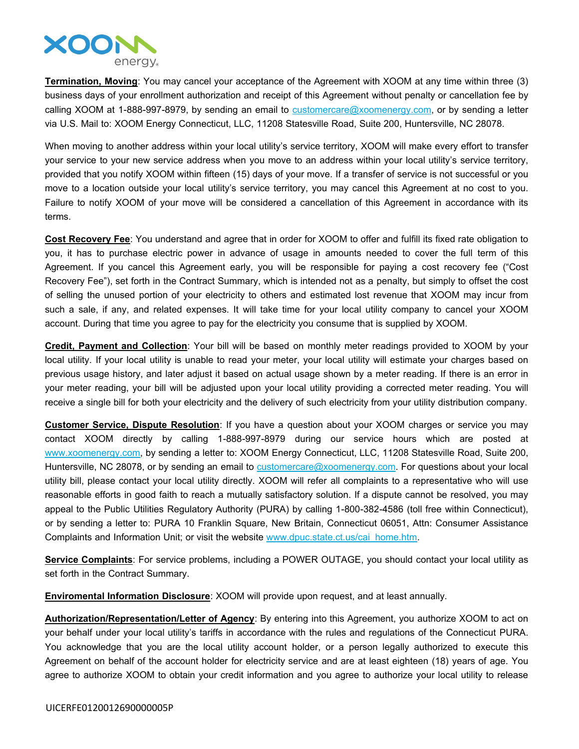**Termination, Moving**: You may cancel your acceptance of the Agreement with XOOM at any time within three (3) business days of your enrollment authorization and receipt of this Agreement without penalty or cancellation fee by calling XOOM at 1-888-997-8979, by sending an email to customercare@xoomenergy.com, or by sending a letter via U.S. Mail to: XOOM Energy Connecticut, LLC, 11208 Statesville Road, Suite 200, Huntersville, NC 28078.

When moving to another address within your local utility's service territory, XOOM will make every effort to transfer your service to your new service address when you move to an address within your local utility's service territory, provided that you notify XOOM within fifteen (15) days of your move. If a transfer of service is not successful or you move to a location outside your local utility's service territory, you may cancel this Agreement at no cost to you. Failure to notify XOOM of your move will be considered a cancellation of this Agreement in accordance with its terms.

**Cost Recovery Fee**: You understand and agree that in order for XOOM to offer and fulfill its fixed rate obligation to you, it has to purchase electric power in advance of usage in amounts needed to cover the full term of this Agreement. If you cancel this Agreement early, you will be responsible for paying a cost recovery fee ("Cost Recovery Fee"), set forth in the Contract Summary, which is intended not as a penalty, but simply to offset the cost of selling the unused portion of your electricity to others and estimated lost revenue that XOOM may incur from such a sale, if any, and related expenses. It will take time for your local utility company to cancel your XOOM account. During that time you agree to pay for the electricity you consume that is supplied by XOOM.

**Credit, Payment and Collection**: Your bill will be based on monthly meter readings provided to XOOM by your local utility. If your local utility is unable to read your meter, your local utility will estimate your charges based on previous usage history, and later adjust it based on actual usage shown by a meter reading. If there is an error in your meter reading, your bill will be adjusted upon your local utility providing a corrected meter reading. You will receive a single bill for both your electricity and the delivery of such electricity from your utility distribution company.

**Customer Service, Dispute Resolution**: If you have a question about your XOOM charges or service you may contact XOOM directly by calling 1-888-997-8979 during our service hours which are posted at www.xoomenergy.com, by sending a letter to: XOOM Energy Connecticut, LLC, 11208 Statesville Road, Suite 200, Huntersville, NC 28078, or by sending an email to customercare@xoomenergy.com. For questions about your local utility bill, please contact your local utility directly. XOOM will refer all complaints to a representative who will use reasonable efforts in good faith to reach a mutually satisfactory solution. If a dispute cannot be resolved, you may appeal to the Public Utilities Regulatory Authority (PURA) by calling 1-800-382-4586 (toll free within Connecticut), or by sending a letter to: PURA 10 Franklin Square, New Britain, Connecticut 06051, Attn: Consumer Assistance Complaints and Information Unit; or visit the website www.dpuc.state.ct.us/cai_home.htm.

**Service Complaints**: For service problems, including a POWER OUTAGE, you should contact your local utility as set forth in the Contract Summary.

**Enviromental Information Disclosure**: XOOM will provide upon request, and at least annually.

**Authorization/Representation/Letter of Agency**: By entering into this Agreement, you authorize XOOM to act on your behalf under your local utility's tariffs in accordance with the rules and regulations of the Connecticut PURA. You acknowledge that you are the local utility account holder, or a person legally authorized to execute this Agreement on behalf of the account holder for electricity service and are at least eighteen (18) years of age. You agree to authorize XOOM to obtain your credit information and you agree to authorize your local utility to release

UICERFE0120012690000005P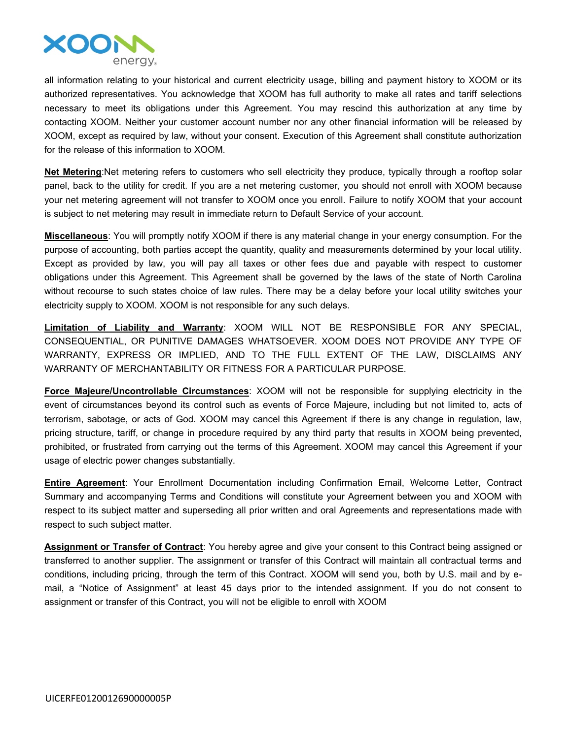all information relating to your historical and current electricity usage, billing and payment history to XOOM or its authorized representatives. You acknowledge that XOOM has full authority to make all rates and tariff selections necessary to meet its obligations under this Agreement. You may rescind this authorization at any time by contacting XOOM. Neither your customer account number nor any other financial information will be released by XOOM, except as required by law, without your consent. Execution of this Agreement shall constitute authorization for the release of this information to XOOM.

**Net Metering**:Net metering refers to customers who sell electricity they produce, typically through a rooftop solar panel, back to the utility for credit. If you are a net metering customer, you should not enroll with XOOM because your net metering agreement will not transfer to XOOM once you enroll. Failure to notify XOOM that your account is subject to net metering may result in immediate return to Default Service of your account.

**Miscellaneous**: You will promptly notify XOOM if there is any material change in your energy consumption. For the purpose of accounting, both parties accept the quantity, quality and measurements determined by your local utility. Except as provided by law, you will pay all taxes or other fees due and payable with respect to customer obligations under this Agreement. This Agreement shall be governed by the laws of the state of North Carolina without recourse to such states choice of law rules. There may be a delay before your local utility switches your electricity supply to XOOM. XOOM is not responsible for any such delays.

**Limitation of Liability and Warranty**: XOOM WILL NOT BE RESPONSIBLE FOR ANY SPECIAL, CONSEQUENTIAL, OR PUNITIVE DAMAGES WHATSOEVER. XOOM DOES NOT PROVIDE ANY TYPE OF WARRANTY, EXPRESS OR IMPLIED, AND TO THE FULL EXTENT OF THE LAW, DISCLAIMS ANY WARRANTY OF MERCHANTABILITY OR FITNESS FOR A PARTICULAR PURPOSE.

**Force Majeure/Uncontrollable Circumstances**: XOOM will not be responsible for supplying electricity in the event of circumstances beyond its control such as events of Force Majeure, including but not limited to, acts of terrorism, sabotage, or acts of God. XOOM may cancel this Agreement if there is any change in regulation, law, pricing structure, tariff, or change in procedure required by any third party that results in XOOM being prevented, prohibited, or frustrated from carrying out the terms of this Agreement. XOOM may cancel this Agreement if your usage of electric power changes substantially.

**Entire Agreement**: Your Enrollment Documentation including Confirmation Email, Welcome Letter, Contract Summary and accompanying Terms and Conditions will constitute your Agreement between you and XOOM with respect to its subject matter and superseding all prior written and oral Agreements and representations made with respect to such subject matter.

**Assignment or Transfer of Contract**: You hereby agree and give your consent to this Contract being assigned or transferred to another supplier. The assignment or transfer of this Contract will maintain all contractual terms and conditions, including pricing, through the term of this Contract. XOOM will send you, both by U.S. mail and by e-mail, a "Notice of Assignment" at least 45 days prior to the intended assignment. If you do not consent to assignment or transfer of this Contract, you will not be eligible to enroll with XOOM

UICERFE0120012690000005P